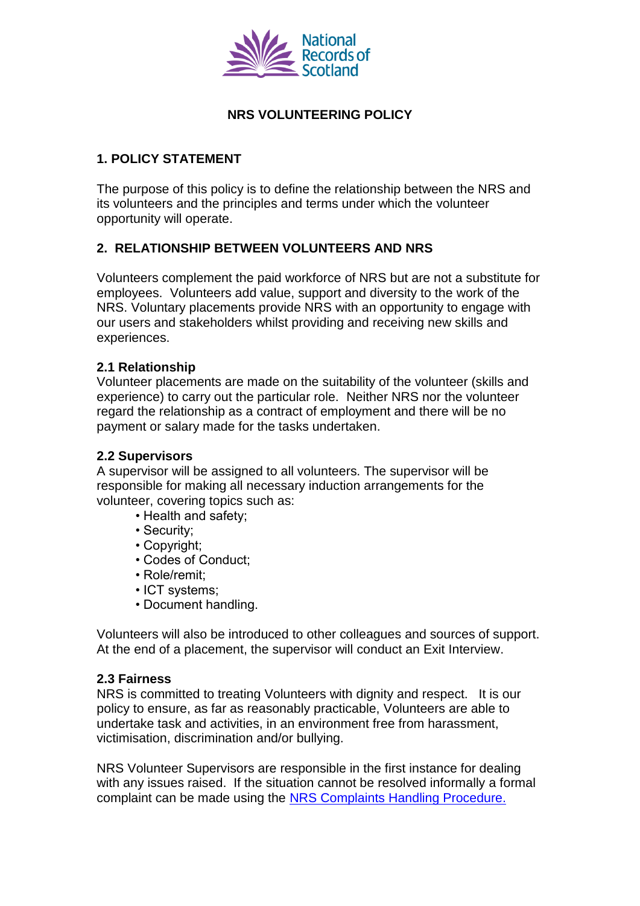# NRS VOLUNTEERING POLICY

## 1. POLICY STATEMENT

The purpose of this policy is to define the relationship between the NRS and its volunteers and the principles and terms under which the volunteer opportunity will operate.

## 2. RELATIONSHIP BETWEEN VOLUNTEERS AND NRS

Volunteers complement the paid workforce of NRS but are not a substitute for employees. Volunteers add value, support and diversity to the work of the NRS. Voluntary placements provide NRS with an opportunity to engage with our users and stakeholders whilst providing and receiving new skills and experiences.

### 2.1 Relationship

Volunteer placements are made on the suitability of the volunteer (skills and experience) to carry out the particular role. Neither NRS nor the volunteer regard the relationship as a contract of employment and there will be no payment or salary made for the tasks undertaken.

### 2.2 Supervisors

A supervisor will be assigned to all volunteers. The supervisor will be responsible for making all necessary induction arrangements for the volunteer, covering topics such as:

- Health and safety;
- Security;
- Copyright;
- Codes of Conduct;
- Role/remit;
- ICT systems;
- Document handling.

Volunteers will also be introduced to other colleagues and sources of support. At the end of a placement, the supervisor will conduct an Exit Interview.

### 2.3 Fairness

NRS is committed to treating Volunteers with dignity and respect. It is our policy to ensure, as far as reasonably practicable, Volunteers are able to undertake task and activities, in an environment free from harassment, victimisation, discrimination and/or bullying.

NRS Volunteer Supervisors are responsible in the first instance for dealing with any issues raised. If the situation cannot be resolved informally a formal complaint can be made using the NRS Complaints Handling Procedure.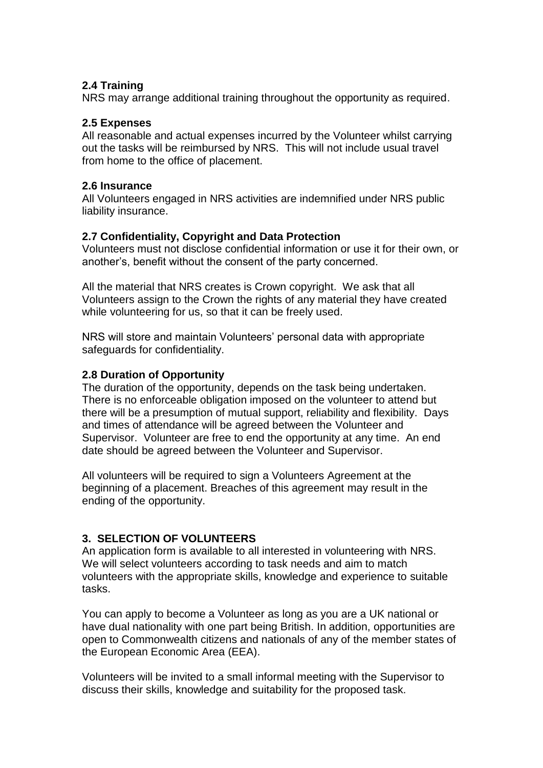### 2.4 Training

NRS may arrange additional training throughout the opportunity as required.

### 2.5 Expenses

All reasonable and actual expenses incurred by the Volunteer whilst carrying out the tasks will be reimbursed by NRS. This will not include usual travel from home to the office of placement.

### 2.6 Insurance

All Volunteers engaged in NRS activities are indemnified under NRS public liability insurance.

### 2.7 Confidentiality, Copyright and Data Protection

Volunteers must not disclose confidential information or use it for their own, or another's, benefit without the consent of the party concerned.

All the material that NRS creates is Crown copyright. We ask that all Volunteers assign to the Crown the rights of any material they have created while volunteering for us, so that it can be freely used.

NRS will store and maintain Volunteers' personal data with appropriate safeguards for confidentiality.

### 2.8 Duration of Opportunity

The duration of the opportunity, depends on the task being undertaken. There is no enforceable obligation imposed on the volunteer to attend but there will be a presumption of mutual support, reliability and flexibility. Days and times of attendance will be agreed between the Volunteer and Supervisor. Volunteer are free to end the opportunity at any time. An end date should be agreed between the Volunteer and Supervisor.

All volunteers will be required to sign a Volunteers Agreement at the beginning of a placement. Breaches of this agreement may result in the ending of the opportunity.

## 3. SELECTION OF VOLUNTEERS

An application form is available to all interested in volunteering with NRS. We will select volunteers according to task needs and aim to match volunteers with the appropriate skills, knowledge and experience to suitable tasks.

You can apply to become a Volunteer as long as you are a UK national or have dual nationality with one part being British. In addition, opportunities are open to Commonwealth citizens and nationals of any of the member states of the European Economic Area (EEA).

Volunteers will be invited to a small informal meeting with the Supervisor to discuss their skills, knowledge and suitability for the proposed task.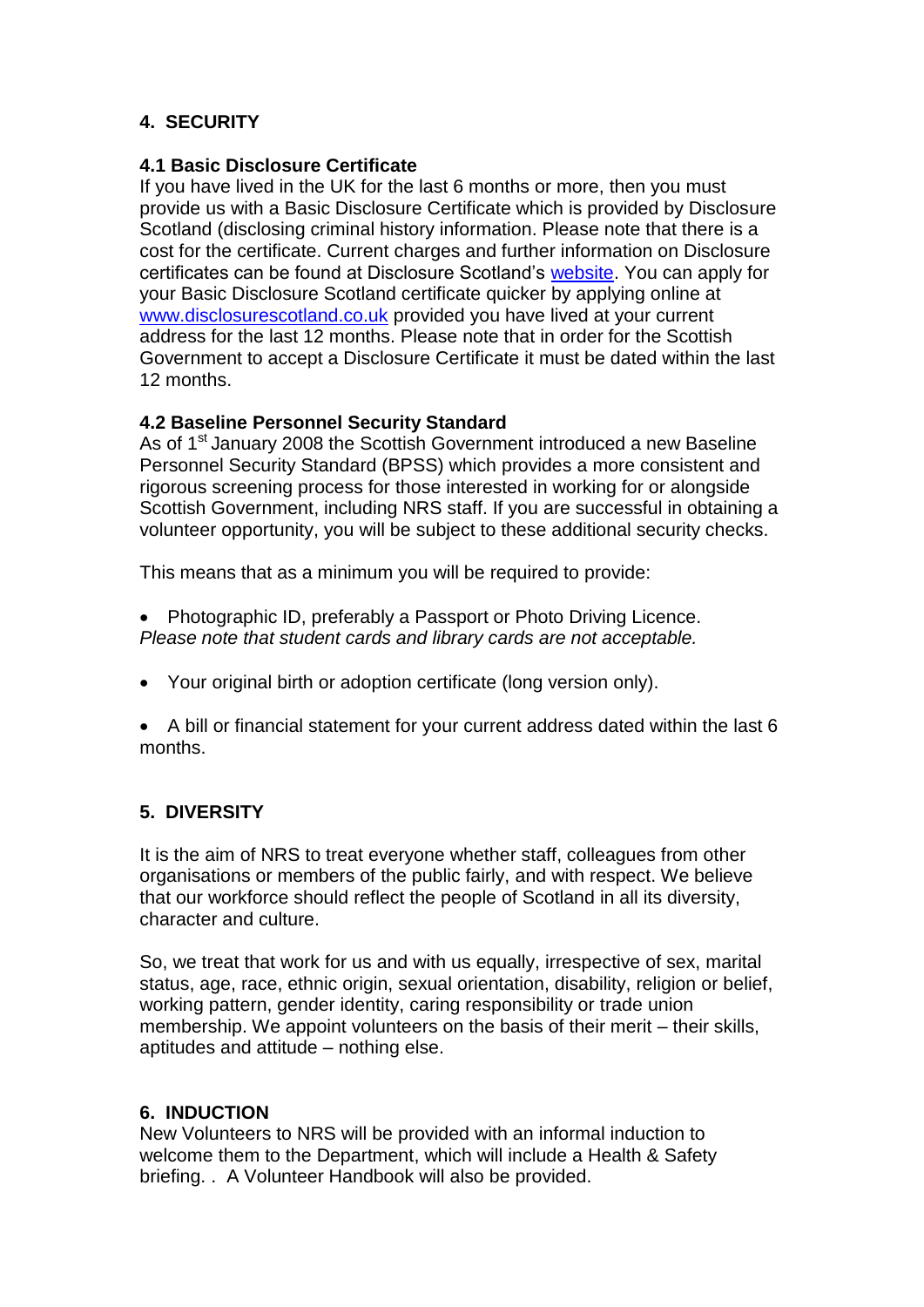## 4. SECURITY

### 4.1 Basic Disclosure Certificate

If you have lived in the UK for the last 6 months or more, then you must provide us with a Basic Disclosure Certificate which is provided by Disclosure Scotland (disclosing criminal history information. Please note that there is a cost for the certificate. Current charges and further information on Disclosure certificates can be found at Disclosure Scotland's [website](). You can apply for your Basic Disclosure Scotland certificate quicker by applying online at [www.disclosurescotland.co.uk](www.disclosurescotland.co.uk) provided you have lived at your current address for the last 12 months. Please note that in order for the Scottish Government to accept a Disclosure Certificate it must be dated within the last 12 months.

### 4.2 Baseline Personnel Security Standard

As of 1st January 2008 the Scottish Government introduced a new Baseline Personnel Security Standard (BPSS) which provides a more consistent and rigorous screening process for those interested in working for or alongside Scottish Government, including NRS staff. If you are successful in obtaining a volunteer opportunity, you will be subject to these additional security checks.

This means that as a minimum you will be required to provide:

- Photographic ID, preferably a Passport or Photo Driving Licence.

*Please note that student cards and library cards are not acceptable.*

- Your original birth or adoption certificate (long version only).

- A bill or financial statement for your current address dated within the last 6 months.

## 5. DIVERSITY

It is the aim of NRS to treat everyone whether staff, colleagues from other organisations or members of the public fairly, and with respect. We believe that our workforce should reflect the people of Scotland in all its diversity, character and culture.

So, we treat that work for us and with us equally, irrespective of sex, marital status, age, race, ethnic origin, sexual orientation, disability, religion or belief, working pattern, gender identity, caring responsibility or trade union membership. We appoint volunteers on the basis of their merit – their skills, aptitudes and attitude – nothing else.

## 6. INDUCTION

New Volunteers to NRS will be provided with an informal induction to welcome them to the Department, which will include a Health & Safety briefing. . A Volunteer Handbook will also be provided.